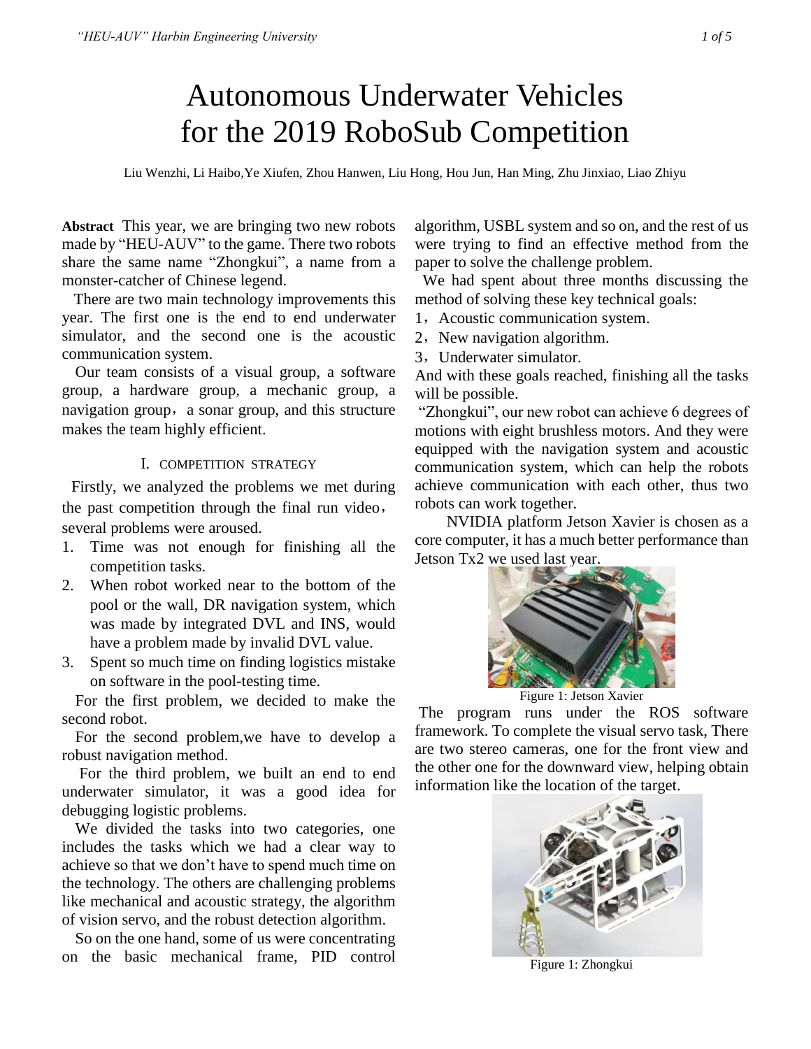# Autonomous Underwater Vehicles for the 2019 RoboSub Competition

Liu Wenzhi, Li Haibo,Ye Xiufen, Zhou Hanwen, Liu Hong, Hou Jun, Han Ming, Zhu Jinxiao, Liao Zhiyu

**Abstract** This year, we are bringing two new robots made by "HEU-AUV" to the game. There two robots share the same name "Zhongkui", a name from a monster-catcher of Chinese legend.

There are two main technology improvements this year. The first one is the end to end underwater simulator, and the second one is the acoustic communication system.

Our team consists of a visual group, a software group, a hardware group, a mechanic group, a navigation group，a sonar group, and this structure makes the team highly efficient.

## I. COMPETITION STRATEGY

Firstly, we analyzed the problems we met during the past competition through the final run video， several problems were aroused.

1. Time was not enough for finishing all the competition tasks.
2. When robot worked near to the bottom of the pool or the wall, DR navigation system, which was made by integrated DVL and INS, would have a problem made by invalid DVL value.
3. Spent so much time on finding logistics mistake on software in the pool-testing time.

For the first problem, we decided to make the second robot.

For the second problem,we have to develop a robust navigation method.

For the third problem, we built an end to end underwater simulator, it was a good idea for debugging logistic problems.

We divided the tasks into two categories, one includes the tasks which we had a clear way to achieve so that we don't have to spend much time on the technology. The others are challenging problems like mechanical and acoustic strategy, the algorithm of vision servo, and the robust detection algorithm.

So on the one hand, some of us were concentrating on the basic mechanical frame, PID control algorithm, USBL system and so on, and the rest of us were trying to find an effective method from the paper to solve the challenge problem.

We had spent about three months discussing the method of solving these key technical goals:

1，Acoustic communication system.

2，New navigation algorithm.

3，Underwater simulator.

And with these goals reached, finishing all the tasks will be possible.

"Zhongkui", our new robot can achieve 6 degrees of motions with eight brushless motors. And they were equipped with the navigation system and acoustic communication system, which can help the robots achieve communication with each other, thus two robots can work together.

NVIDIA platform Jetson Xavier is chosen as a core computer, it has a much better performance than Jetson Tx2 we used last year.

Figure 1: Jetson Xavier

The program runs under the ROS software framework. To complete the visual servo task, There are two stereo cameras, one for the front view and the other one for the downward view, helping obtain information like the location of the target.

Figure 1: Zhongkui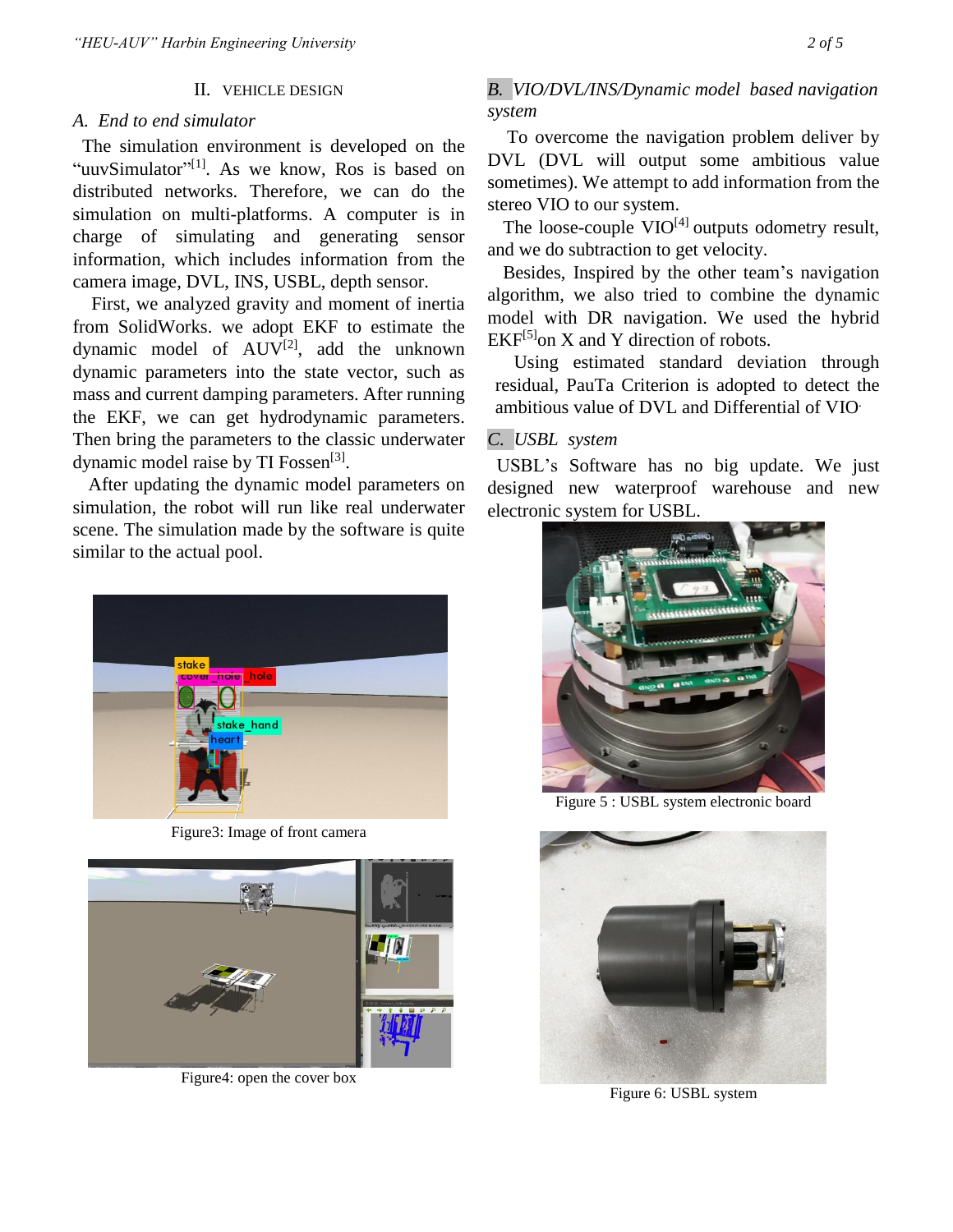## II. VEHICLE DESIGN

### *A. End to end simulator*

The simulation environment is developed on the "uuvSimulator"[1]. As we know, Ros is based on distributed networks. Therefore, we can do the simulation on multi-platforms. A computer is in charge of simulating and generating sensor information, which includes information from the camera image, DVL, INS, USBL, depth sensor.

First, we analyzed gravity and moment of inertia from SolidWorks. we adopt EKF to estimate the dynamic model of AUV[2], add the unknown dynamic parameters into the state vector, such as mass and current damping parameters. After running the EKF, we can get hydrodynamic parameters. Then bring the parameters to the classic underwater dynamic model raise by TI Fossen[3].

After updating the dynamic model parameters on simulation, the robot will run like real underwater scene. The simulation made by the software is quite similar to the actual pool.

Figure3: Image of front camera

Figure4: open the cover box

### *B. VIO/DVL/INS/Dynamic model based navigation system*

To overcome the navigation problem deliver by DVL (DVL will output some ambitious value sometimes). We attempt to add information from the stereo VIO to our system.

The loose-couple VIO[4] outputs odometry result, and we do subtraction to get velocity.

Besides, Inspired by the other team's navigation algorithm, we also tried to combine the dynamic model with DR navigation. We used the hybrid EKF[5]on X and Y direction of robots.

Using estimated standard deviation through residual, PauTa Criterion is adopted to detect the ambitious value of DVL and Differential of VIO.

### *C. USBL system*

USBL's Software has no big update. We just designed new waterproof warehouse and new electronic system for USBL.

Figure 5 : USBL system electronic board

Figure 6: USBL system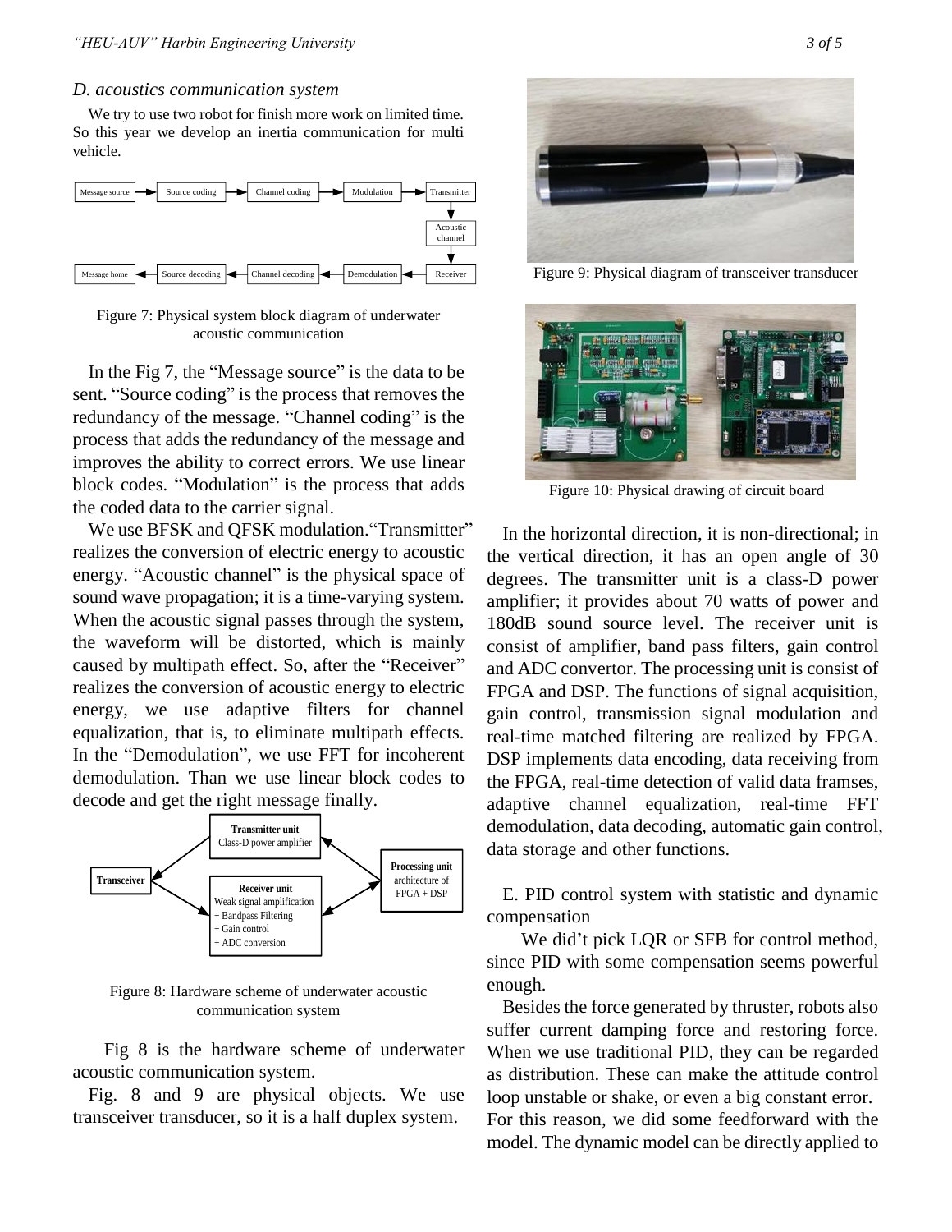### D. acoustics communication system

We try to use two robot for finish more work on limited time. So this year we develop an inertia communication for multi vehicle.

Figure 7: Physical system block diagram of underwater acoustic communication

In the Fig 7, the "Message source" is the data to be sent. "Source coding" is the process that removes the redundancy of the message. "Channel coding" is the process that adds the redundancy of the message and improves the ability to correct errors. We use linear block codes. "Modulation" is the process that adds the coded data to the carrier signal.

We use BFSK and QFSK modulation."Transmitter" realizes the conversion of electric energy to acoustic energy. "Acoustic channel" is the physical space of sound wave propagation; it is a time-varying system. When the acoustic signal passes through the system, the waveform will be distorted, which is mainly caused by multipath effect. So, after the "Receiver" realizes the conversion of acoustic energy to electric energy, we use adaptive filters for channel equalization, that is, to eliminate multipath effects. In the "Demodulation", we use FFT for incoherent demodulation. Than we use linear block codes to decode and get the right message finally.

Figure 8: Hardware scheme of underwater acoustic communication system

Fig 8 is the hardware scheme of underwater acoustic communication system.

Fig. 8 and 9 are physical objects. We use transceiver transducer, so it is a half duplex system.

Figure 9: Physical diagram of transceiver transducer

Figure 10: Physical drawing of circuit board

In the horizontal direction, it is non-directional; in the vertical direction, it has an open angle of 30 degrees. The transmitter unit is a class-D power amplifier; it provides about 70 watts of power and 180dB sound source level. The receiver unit is consist of amplifier, band pass filters, gain control and ADC convertor. The processing unit is consist of FPGA and DSP. The functions of signal acquisition, gain control, transmission signal modulation and real-time matched filtering are realized by FPGA. DSP implements data encoding, data receiving from the FPGA, real-time detection of valid data framses, adaptive channel equalization, real-time FFT demodulation, data decoding, automatic gain control, data storage and other functions.

### E. PID control system with statistic and dynamic compensation

We did't pick LQR or SFB for control method, since PID with some compensation seems powerful enough.

Besides the force generated by thruster, robots also suffer current damping force and restoring force. When we use traditional PID, they can be regarded as distribution. These can make the attitude control loop unstable or shake, or even a big constant error. For this reason, we did some feedforward with the model. The dynamic model can be directly applied to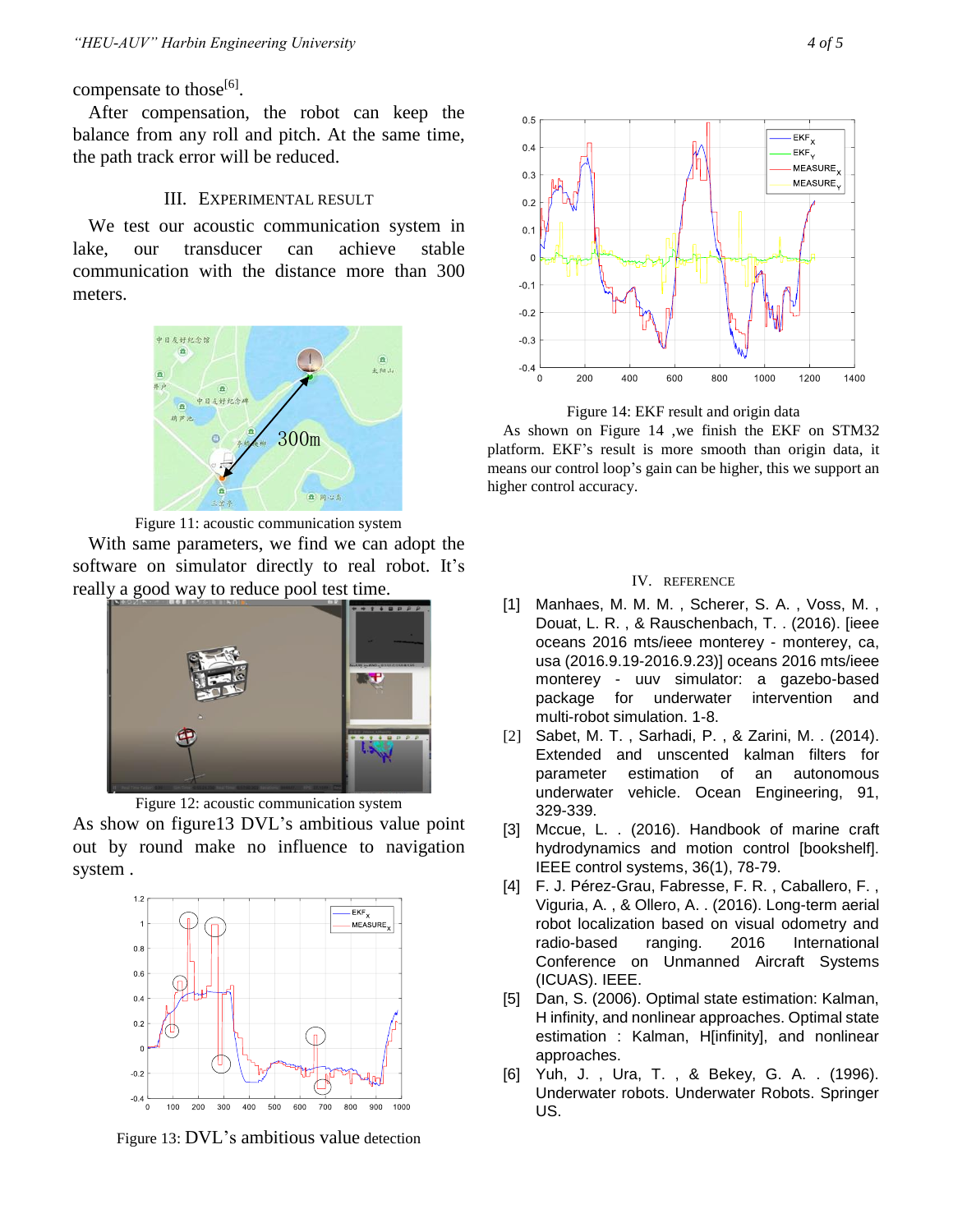compensate to those[6].

After compensation, the robot can keep the balance from any roll and pitch. At the same time, the path track error will be reduced.

## III. Experimental Result

We test our acoustic communication system in lake, our transducer can achieve stable communication with the distance more than 300 meters.

Figure 11: acoustic communication system

With same parameters, we find we can adopt the software on simulator directly to real robot. It's really a good way to reduce pool test time.

Figure 12: acoustic communication system

As show on figure13 DVL's ambitious value point out by round make no influence to navigation system .

Figure 13: DVL's ambitious value detection

Figure 14: EKF result and origin data

As shown on Figure 14 ,we finish the EKF on STM32 platform. EKF's result is more smooth than origin data, it means our control loop's gain can be higher, this we support an higher control accuracy.

## IV. Reference

[1] Manhaes, M. M. M. , Scherer, S. A. , Voss, M. , Douat, L. R. , & Rauschenbach, T. . (2016). [ieee oceans 2016 mts/ieee monterey - monterey, ca, usa (2016.9.19-2016.9.23)] oceans 2016 mts/ieee monterey - uuv simulator: a gazebo-based package for underwater intervention and multi-robot simulation. 1-8.

[2] Sabet, M. T. , Sarhadi, P. , & Zarini, M. . (2014). Extended and unscented kalman filters for parameter estimation of an autonomous underwater vehicle. Ocean Engineering, 91, 329-339.

[3] Mccue, L. . (2016). Handbook of marine craft hydrodynamics and motion control [bookshelf]. IEEE control systems, 36(1), 78-79.

[4] F. J. Pérez-Grau, Fabresse, F. R. , Caballero, F. , Viguria, A. , & Ollero, A. . (2016). Long-term aerial robot localization based on visual odometry and radio-based ranging. 2016 International Conference on Unmanned Aircraft Systems (ICUAS). IEEE.

[5] Dan, S. (2006). Optimal state estimation: Kalman, H infinity, and nonlinear approaches. Optimal state estimation : Kalman, H[infinity], and nonlinear approaches.

[6] Yuh, J. , Ura, T. , & Bekey, G. A. . (1996). Underwater robots. Underwater Robots. Springer US.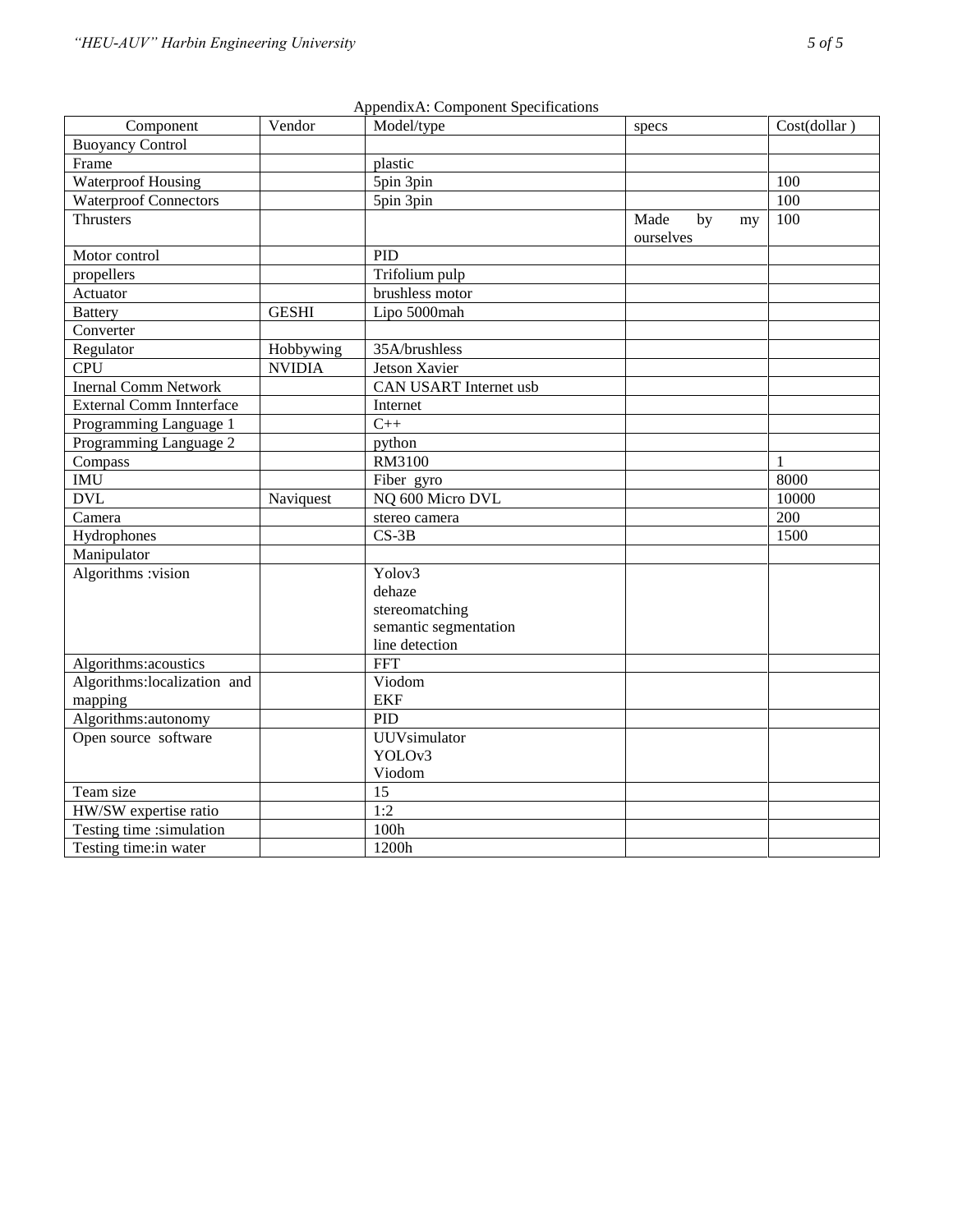AppendixA: Component Specifications

| Component | Vendor | Model/type | specs | Cost(dollar ) |
|---|---|---|---|---|
| Buoyancy Control | | | | |
| Frame | | plastic | | |
| Waterproof Housing | | 5pin 3pin | | 100 |
| Waterproof Connectors | | 5pin 3pin | | 100 |
| Thrusters | | | Made by my ourselves | 100 |
| Motor control | | PID | | |
| propellers | | Trifolium pulp | | |
| Actuator | | brushless motor | | |
| Battery | GESHI | Lipo 5000mah | | |
| Converter | | | | |
| Regulator | Hobbywing | 35A/brushless | | |
| CPU | NVIDIA | Jetson Xavier | | |
| Inernal Comm Network | | CAN USART Internet usb | | |
| External Comm Innterface | | Internet | | |
| Programming Language 1 | | C++ | | |
| Programming Language 2 | | python | | |
| Compass | | RM3100 | | 1 |
| IMU | | Fiber gyro | | 8000 |
| DVL | Naviquest | NQ 600 Micro DVL | | 10000 |
| Camera | | stereo camera | | 200 |
| Hydrophones | | CS-3B | | 1500 |
| Manipulator | | | | |
| Algorithms :vision | | Yolov3<br>dehaze<br>stereomatching<br>semantic segmentation<br>line detection | | |
| Algorithms:acoustics | | FFT | | |
| Algorithms:localization and mapping | | Viodom<br>EKF | | |
| Algorithms:autonomy | | PID | | |
| Open source software | | UUVsimulator<br>YOLOv3<br>Viodom | | |
| Team size | | 15 | | |
| HW/SW expertise ratio | | 1:2 | | |
| Testing time :simulation | | 100h | | |
| Testing time:in water | | 1200h | | |